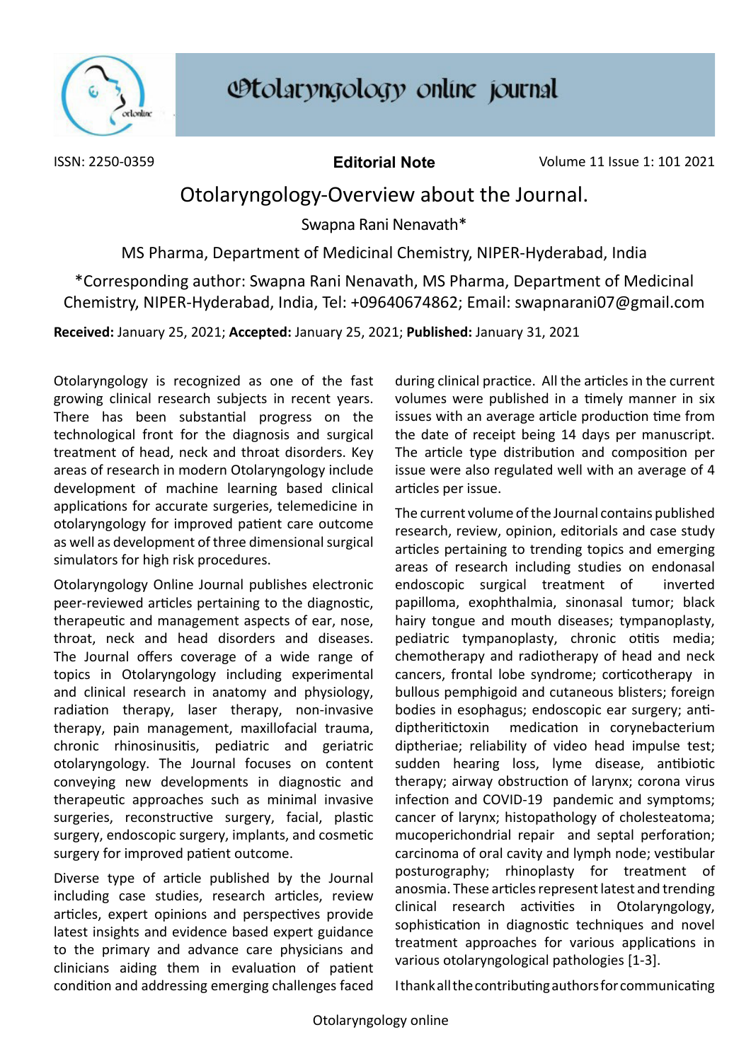ISSN: 2250-0359

**Editorial Note**

# Otolaryngology-Overview about the Journal.

Swapna Rani Nenavath*

MS Pharma, Department of Medicinal Chemistry, NIPER-Hyderabad, India

*Corresponding author: Swapna Rani Nenavath, MS Pharma, Department of Medicinal Chemistry, NIPER-Hyderabad, India, Tel: +09640674862; Email: swapnarani07@gmail.com

**Received:** January 25, 2021; **Accepted:** January 25, 2021; **Published:** January 31, 2021

Otolaryngology is recognized as one of the fast growing clinical research subjects in recent years. There has been substantial progress on the technological front for the diagnosis and surgical treatment of head, neck and throat disorders. Key areas of research in modern Otolaryngology include development of machine learning based clinical applications for accurate surgeries, telemedicine in otolaryngology for improved patient care outcome as well as development of three dimensional surgical simulators for high risk procedures.

Otolaryngology Online Journal publishes electronic peer-reviewed articles pertaining to the diagnostic, therapeutic and management aspects of ear, nose, throat, neck and head disorders and diseases. The Journal offers coverage of a wide range of topics in Otolaryngology including experimental and clinical research in anatomy and physiology, radiation therapy, laser therapy, non-invasive therapy, pain management, maxillofacial trauma, chronic rhinosinusitis, pediatric and geriatric otolaryngology. The Journal focuses on content conveying new developments in diagnostic and therapeutic approaches such as minimal invasive surgeries, reconstructive surgery, facial, plastic surgery, endoscopic surgery, implants, and cosmetic surgery for improved patient outcome.

Diverse type of article published by the Journal including case studies, research articles, review articles, expert opinions and perspectives provide latest insights and evidence based expert guidance to the primary and advance care physicians and clinicians aiding them in evaluation of patient condition and addressing emerging challenges faced during clinical practice. All the articles in the current volumes were published in a timely manner in six issues with an average article production time from the date of receipt being 14 days per manuscript. The article type distribution and composition per issue were also regulated well with an average of 4 articles per issue.

The current volume of the Journal contains published research, review, opinion, editorials and case study articles pertaining to trending topics and emerging areas of research including studies on endonasal endoscopic surgical treatment of inverted papilloma, exophthalmia, sinonasal tumor; black hairy tongue and mouth diseases; tympanoplasty, pediatric tympanoplasty, chronic otitis media; chemotherapy and radiotherapy of head and neck cancers, frontal lobe syndrome; corticotherapy in bullous pemphigoid and cutaneous blisters; foreign bodies in esophagus; endoscopic ear surgery; anti-diptherictoxin medication in corynebacterium diptheriae; reliability of video head impulse test; sudden hearing loss, lyme disease, antibiotic therapy; airway obstruction of larynx; corona virus infection and COVID-19 pandemic and symptoms; cancer of larynx; histopathology of cholesteatoma; mucoperichondrial repair and septal perforation; carcinoma of oral cavity and lymph node; vestibular posturography; rhinoplasty for treatment of anosmia. These articles represent latest and trending clinical research activities in Otolaryngology, sophistication in diagnostic techniques and novel treatment approaches for various applications in various otolaryngological pathologies [1-3].

I thank all the contributing authors for communicating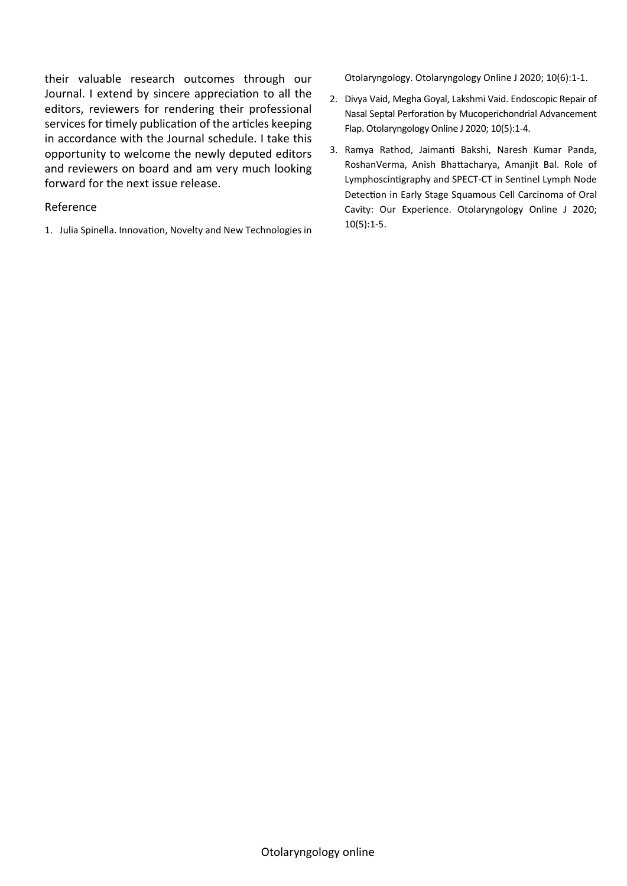their valuable research outcomes through our Journal. I extend by sincere appreciation to all the editors, reviewers for rendering their professional services for timely publication of the articles keeping in accordance with the Journal schedule. I take this opportunity to welcome the newly deputed editors and reviewers on board and am very much looking forward for the next issue release.

## Reference

1. Julia Spinella. Innovation, Novelty and New Technologies in Otolaryngology. Otolaryngology Online J 2020; 10(6):1-1.
2. Divya Vaid, Megha Goyal, Lakshmi Vaid. Endoscopic Repair of Nasal Septal Perforation by Mucoperichondrial Advancement Flap. Otolaryngology Online J 2020; 10(5):1-4.
3. Ramya Rathod, Jaimanti Bakshi, Naresh Kumar Panda, RoshanVerma, Anish Bhattacharya, Amanjit Bal. Role of Lymphoscintigraphy and SPECT-CT in Sentinel Lymph Node Detection in Early Stage Squamous Cell Carcinoma of Oral Cavity: Our Experience. Otolaryngology Online J 2020; 10(5):1-5.